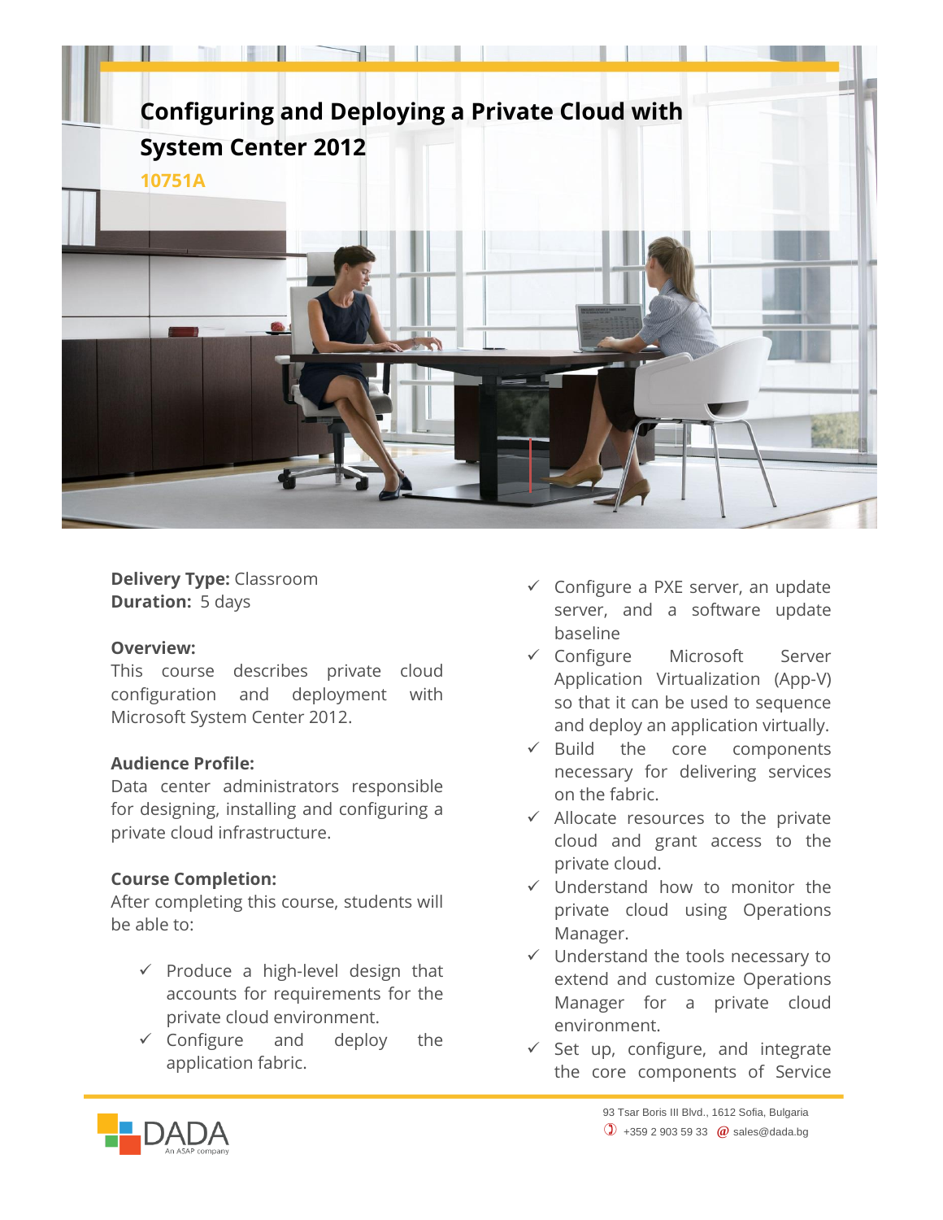# Configuring and Deploying a Private Cloud with System Center 2012

**10751A**

**Delivery Type:** Classroom
**Duration:** 5 days

**Overview:**
This course describes private cloud configuration and deployment with Microsoft System Center 2012.

**Audience Profile:**
Data center administrators responsible for designing, installing and configuring a private cloud infrastructure.

**Course Completion:**
After completing this course, students will be able to:

- ✓ Produce a high-level design that accounts for requirements for the private cloud environment.
- ✓ Configure and deploy the application fabric.
- ✓ Configure a PXE server, an update server, and a software update baseline
- ✓ Configure Microsoft Server Application Virtualization (App-V) so that it can be used to sequence and deploy an application virtually.
- ✓ Build the core components necessary for delivering services on the fabric.
- ✓ Allocate resources to the private cloud and grant access to the private cloud.
- ✓ Understand how to monitor the private cloud using Operations Manager.
- ✓ Understand the tools necessary to extend and customize Operations Manager for a private cloud environment.
- ✓ Set up, configure, and integrate the core components of Service

DADA
An ASAP company

93 Tsar Boris III Blvd., 1612 Sofia, Bulgaria
+359 2 903 59 33 sales@dada.bg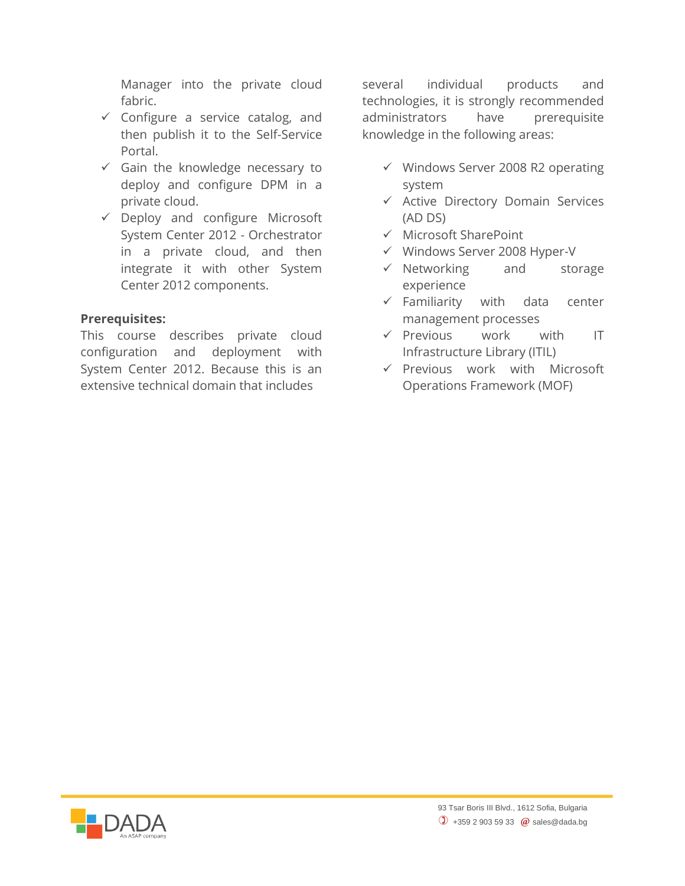Manager into the private cloud fabric.
- Configure a service catalog, and then publish it to the Self-Service Portal.
- Gain the knowledge necessary to deploy and configure DPM in a private cloud.
- Deploy and configure Microsoft System Center 2012 - Orchestrator in a private cloud, and then integrate it with other System Center 2012 components.

**Prerequisites:**

This course describes private cloud configuration and deployment with System Center 2012. Because this is an extensive technical domain that includes several individual products and technologies, it is strongly recommended administrators have prerequisite knowledge in the following areas:

- Windows Server 2008 R2 operating system
- Active Directory Domain Services (AD DS)
- Microsoft SharePoint
- Windows Server 2008 Hyper-V
- Networking and storage experience
- Familiarity with data center management processes
- Previous work with IT Infrastructure Library (ITIL)
- Previous work with Microsoft Operations Framework (MOF)